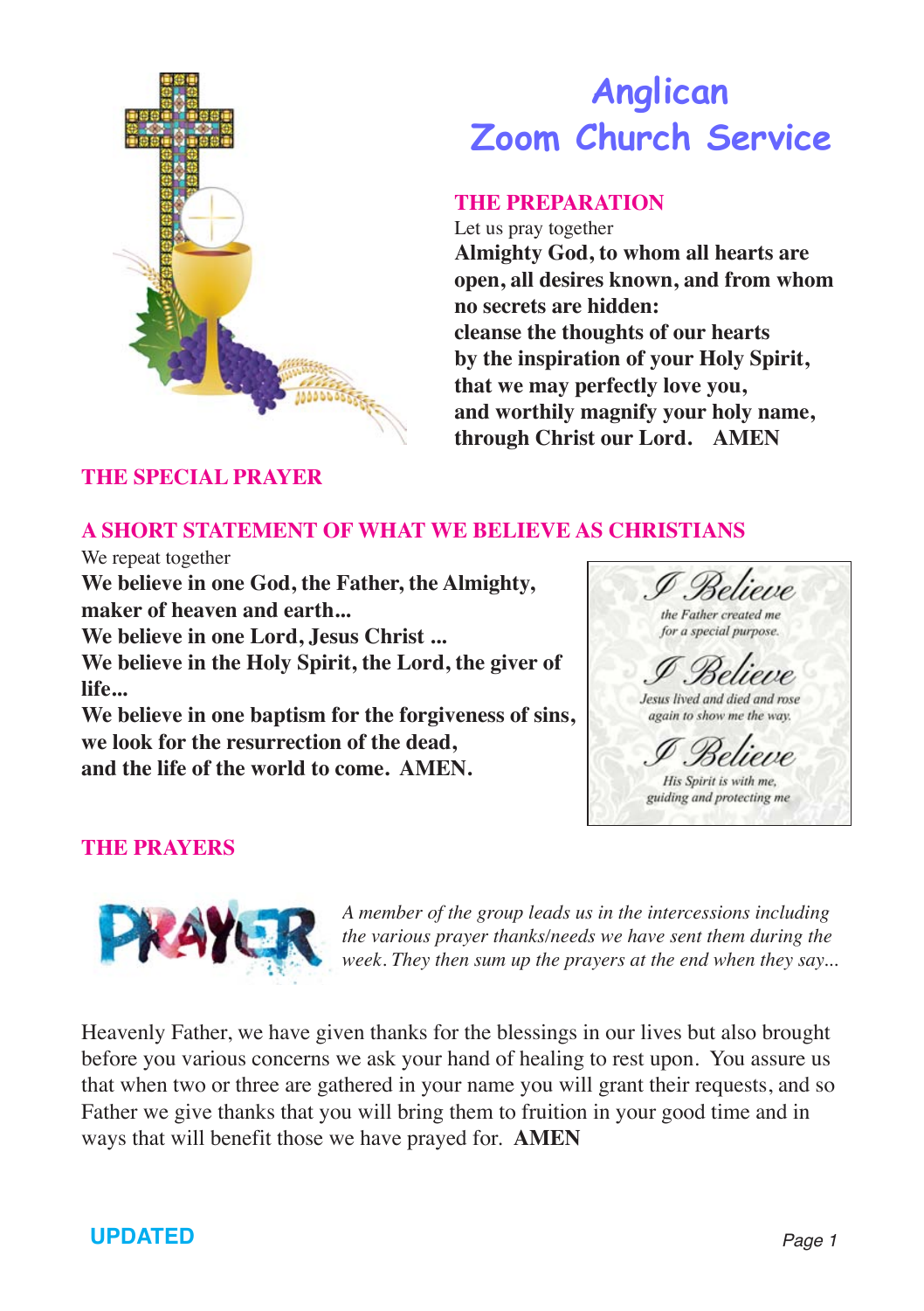# Anglican Zoom Church Service

## THE PREPARATION

Let us pray together

**Almighty God, to whom all hearts are open, all desires known, and from whom no secrets are hidden:
cleanse the thoughts of our hearts
by the inspiration of your Holy Spirit,
that we may perfectly love you,
and worthily magnify your holy name,
through Christ our Lord. AMEN**

## THE SPECIAL PRAYER

## A SHORT STATEMENT OF WHAT WE BELIEVE AS CHRISTIANS

We repeat together

**We believe in one God, the Father, the Almighty, maker of heaven and earth...
We believe in one Lord, Jesus Christ ...
We believe in the Holy Spirit, the Lord, the giver of life...
We believe in one baptism for the forgiveness of sins,
we look for the resurrection of the dead,
and the life of the world to come. AMEN.**

*I Believe*
*the Father created me for a special purpose.*
*I Believe*
*Jesus lived and died and rose again to show me the way.*
*I Believe*
*His Spirit is with me, guiding and protecting me*

## THE PRAYERS

*A member of the group leads us in the intercessions including the various prayer thanks/needs we have sent them during the week. They then sum up the prayers at the end when they say...*

Heavenly Father, we have given thanks for the blessings in our lives but also brought before you various concerns we ask your hand of healing to rest upon. You assure us that when two or three are gathered in your name you will grant their requests, and so Father we give thanks that you will bring them to fruition in your good time and in ways that will benefit those we have prayed for. **AMEN**

**UPDATED**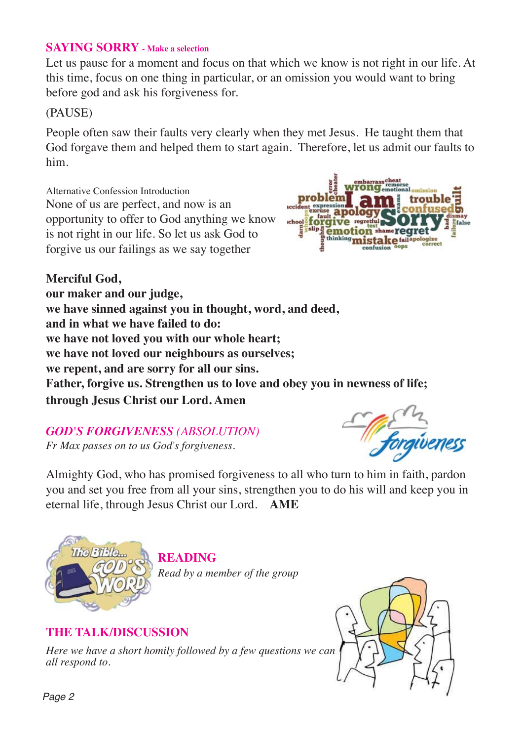## SAYING SORRY - Make a selection

Let us pause for a moment and focus on that which we know is not right in our life. At this time, focus on one thing in particular, or an omission you would want to bring before god and ask his forgiveness for.

(PAUSE)

People often saw their faults very clearly when they met Jesus. He taught them that God forgave them and helped them to start again. Therefore, let us admit our faults to him.

Alternative Confession Introduction

None of us are perfect, and now is an opportunity to offer to God anything we know is not right in our life. So let us ask God to forgive us our failings as we say together

**Merciful God,**
**our maker and our judge,**
**we have sinned against you in thought, word, and deed,**
**and in what we have failed to do:**
**we have not loved you with our whole heart;**
**we have not loved our neighbours as ourselves;**
**we repent, and are sorry for all our sins.**
**Father, forgive us. Strengthen us to love and obey you in newness of life;**
**through Jesus Christ our Lord. Amen**

## *GOD'S FORGIVENESS (ABSOLUTION)*

*Fr Max passes on to us God's forgiveness.*

Almighty God, who has promised forgiveness to all who turn to him in faith, pardon you and set you free from all your sins, strengthen you to do his will and keep you in eternal life, through Jesus Christ our Lord. **AME**

## READING

*Read by a member of the group*

## THE TALK/DISCUSSION

*Here we have a short homily followed by a few questions we can all respond to.*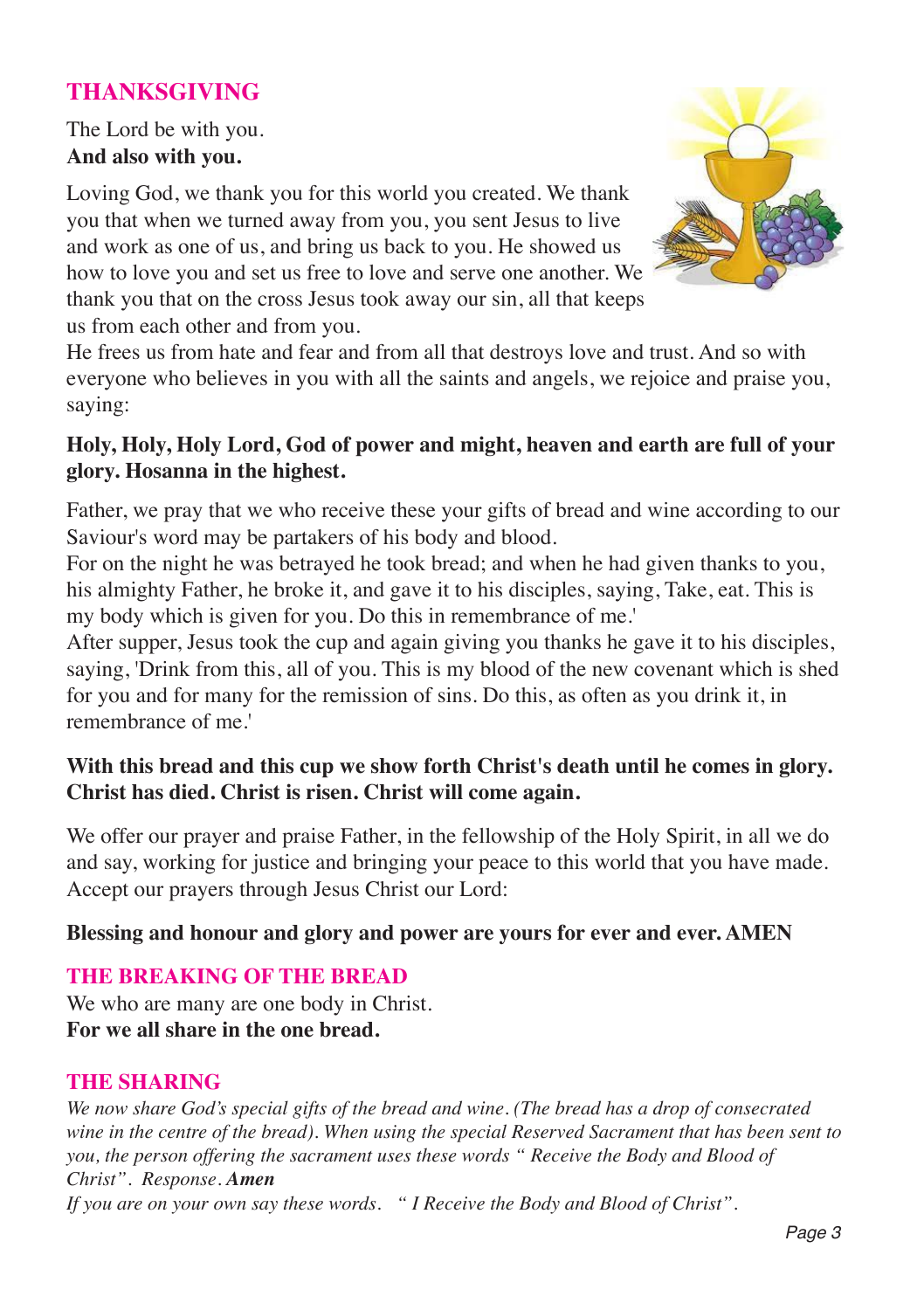## THANKSGIVING

The Lord be with you.
**And also with you.**

Loving God, we thank you for this world you created. We thank you that when we turned away from you, you sent Jesus to live and work as one of us, and bring us back to you. He showed us how to love you and set us free to love and serve one another. We thank you that on the cross Jesus took away our sin, all that keeps us from each other and from you.
He frees us from hate and fear and from all that destroys love and trust. And so with everyone who believes in you with all the saints and angels, we rejoice and praise you, saying:

**Holy, Holy, Holy Lord, God of power and might, heaven and earth are full of your glory. Hosanna in the highest.**

Father, we pray that we who receive these your gifts of bread and wine according to our Saviour's word may be partakers of his body and blood.
For on the night he was betrayed he took bread; and when he had given thanks to you, his almighty Father, he broke it, and gave it to his disciples, saying, Take, eat. This is my body which is given for you. Do this in remembrance of me.'
After supper, Jesus took the cup and again giving you thanks he gave it to his disciples, saying, 'Drink from this, all of you. This is my blood of the new covenant which is shed for you and for many for the remission of sins. Do this, as often as you drink it, in remembrance of me.'

**With this bread and this cup we show forth Christ's death until he comes in glory. Christ has died. Christ is risen. Christ will come again.**

We offer our prayer and praise Father, in the fellowship of the Holy Spirit, in all we do and say, working for justice and bringing your peace to this world that you have made. Accept our prayers through Jesus Christ our Lord:

**Blessing and honour and glory and power are yours for ever and ever. AMEN**

## THE BREAKING OF THE BREAD

We who are many are one body in Christ.
**For we all share in the one bread.**

## THE SHARING

*We now share God's special gifts of the bread and wine. (The bread has a drop of consecrated wine in the centre of the bread). When using the special Reserved Sacrament that has been sent to you, the person offering the sacrament uses these words " Receive the Body and Blood of Christ". Response.* ***Amen***

*If you are on your own say these words. " I Receive the Body and Blood of Christ".*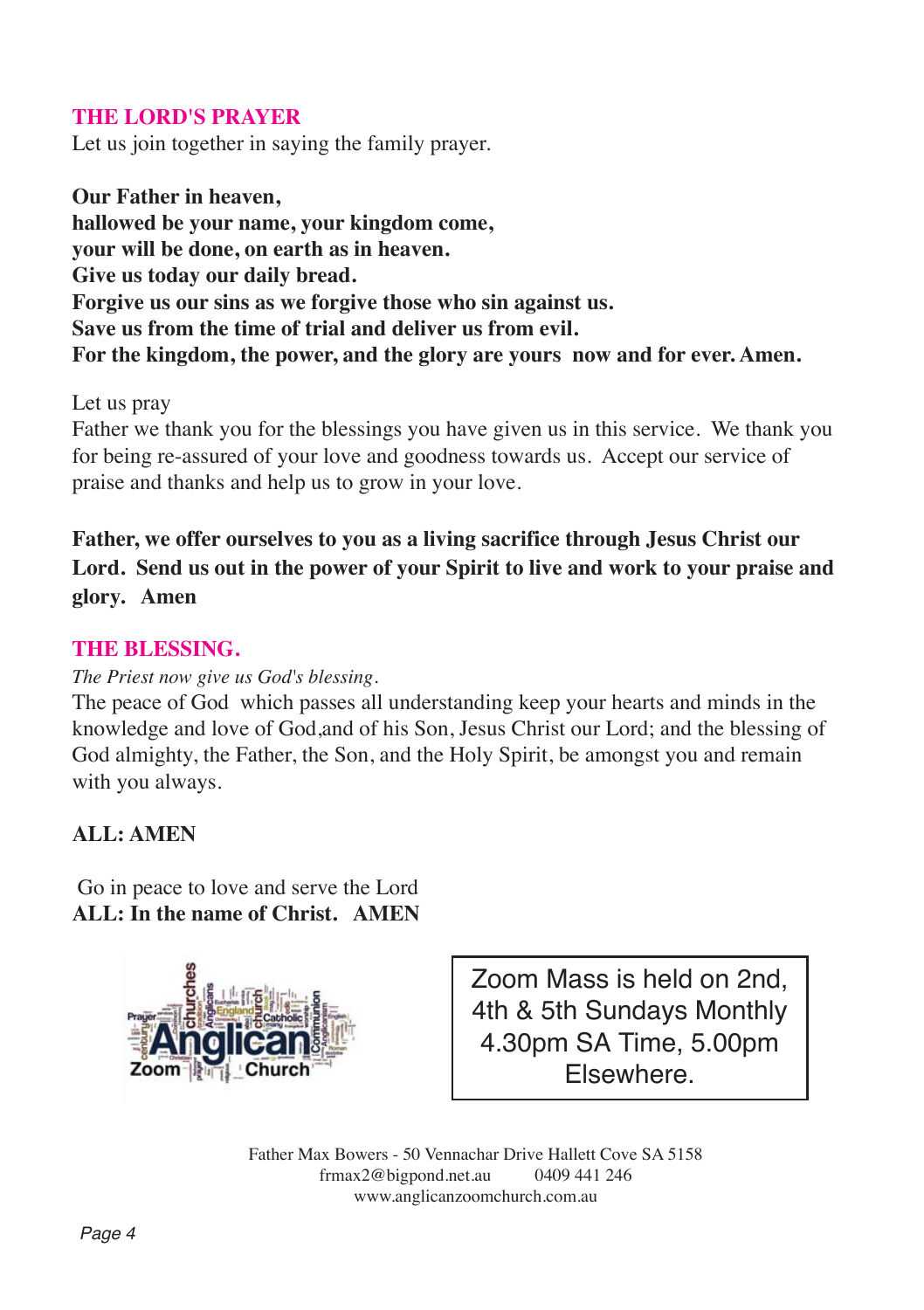## THE LORD'S PRAYER

Let us join together in saying the family prayer.

**Our Father in heaven,**
**hallowed be your name, your kingdom come,**
**your will be done, on earth as in heaven.**
**Give us today our daily bread.**
**Forgive us our sins as we forgive those who sin against us.**
**Save us from the time of trial and deliver us from evil.**
**For the kingdom, the power, and the glory are yours now and for ever. Amen.**

Let us pray
Father we thank you for the blessings you have given us in this service. We thank you for being re-assured of your love and goodness towards us. Accept our service of praise and thanks and help us to grow in your love.

**Father, we offer ourselves to you as a living sacrifice through Jesus Christ our Lord. Send us out in the power of your Spirit to live and work to your praise and glory. Amen**

## THE BLESSING.

*The Priest now give us God's blessing.*
The peace of God which passes all understanding keep your hearts and minds in the knowledge and love of God,and of his Son, Jesus Christ our Lord; and the blessing of God almighty, the Father, the Son, and the Holy Spirit, be amongst you and remain with you always.

**ALL: AMEN**

Go in peace to love and serve the Lord
**ALL: In the name of Christ. AMEN**

Zoom Mass is held on 2nd, 4th & 5th Sundays Monthly 4.30pm SA Time, 5.00pm Elsewhere.

Father Max Bowers - 50 Vennachar Drive Hallett Cove SA 5158
frmax2@bigpond.net.au 0409 441 246
www.anglicanzoomchurch.com.au